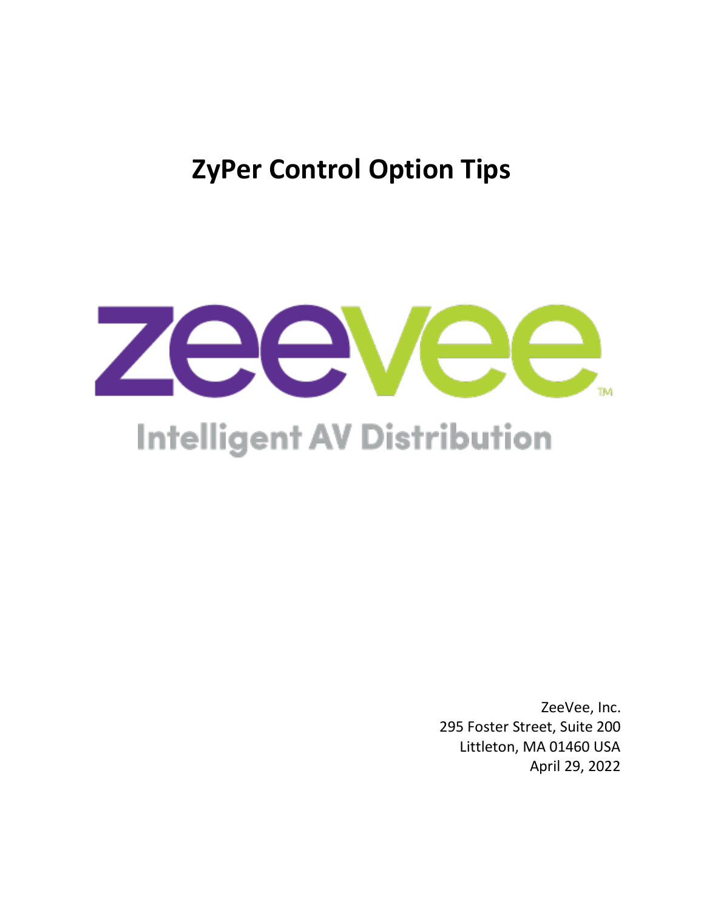# ZyPer Control Option Tips

zeevee™

Intelligent AV Distribution

ZeeVee, Inc.
295 Foster Street, Suite 200
Littleton, MA 01460 USA
April 29, 2022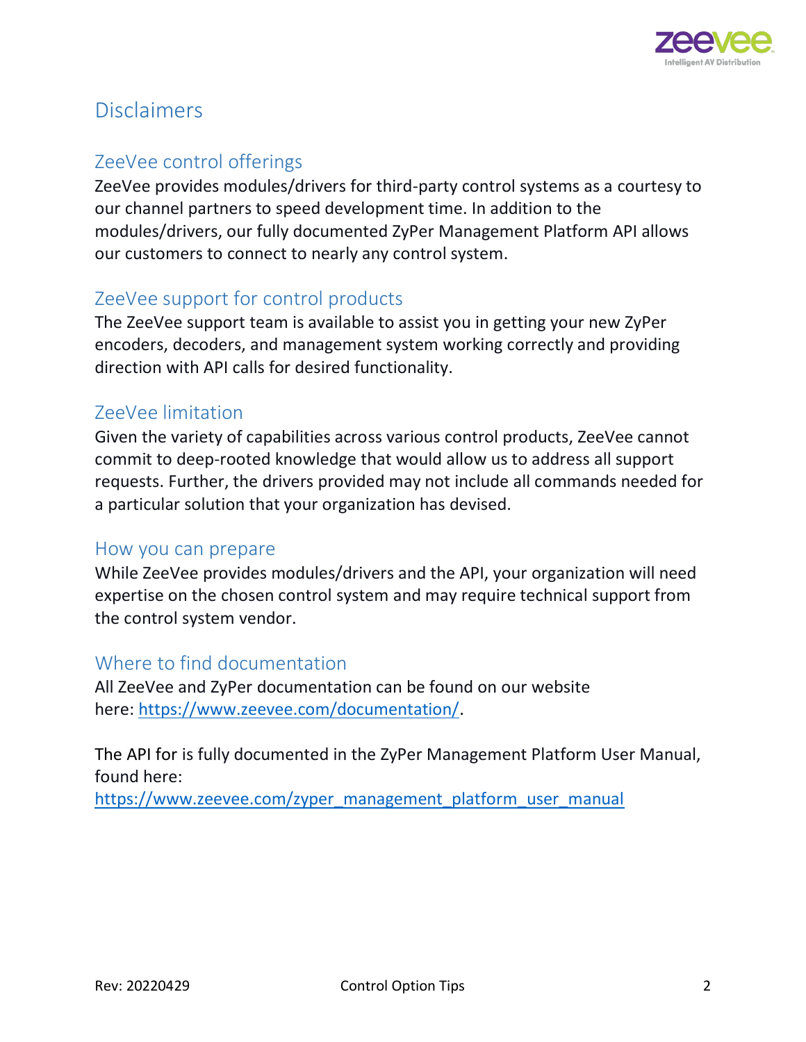# Disclaimers

## ZeeVee control offerings

ZeeVee provides modules/drivers for third-party control systems as a courtesy to our channel partners to speed development time. In addition to the modules/drivers, our fully documented ZyPer Management Platform API allows our customers to connect to nearly any control system.

## ZeeVee support for control products

The ZeeVee support team is available to assist you in getting your new ZyPer encoders, decoders, and management system working correctly and providing direction with API calls for desired functionality.

## ZeeVee limitation

Given the variety of capabilities across various control products, ZeeVee cannot commit to deep-rooted knowledge that would allow us to address all support requests. Further, the drivers provided may not include all commands needed for a particular solution that your organization has devised.

## How you can prepare

While ZeeVee provides modules/drivers and the API, your organization will need expertise on the chosen control system and may require technical support from the control system vendor.

## Where to find documentation

All ZeeVee and ZyPer documentation can be found on our website here: [https://www.zeevee.com/documentation/](https://www.zeevee.com/documentation/).

The API for is fully documented in the ZyPer Management Platform User Manual, found here:
[https://www.zeevee.com/zyper_management_platform_user_manual](https://www.zeevee.com/zyper_management_platform_user_manual)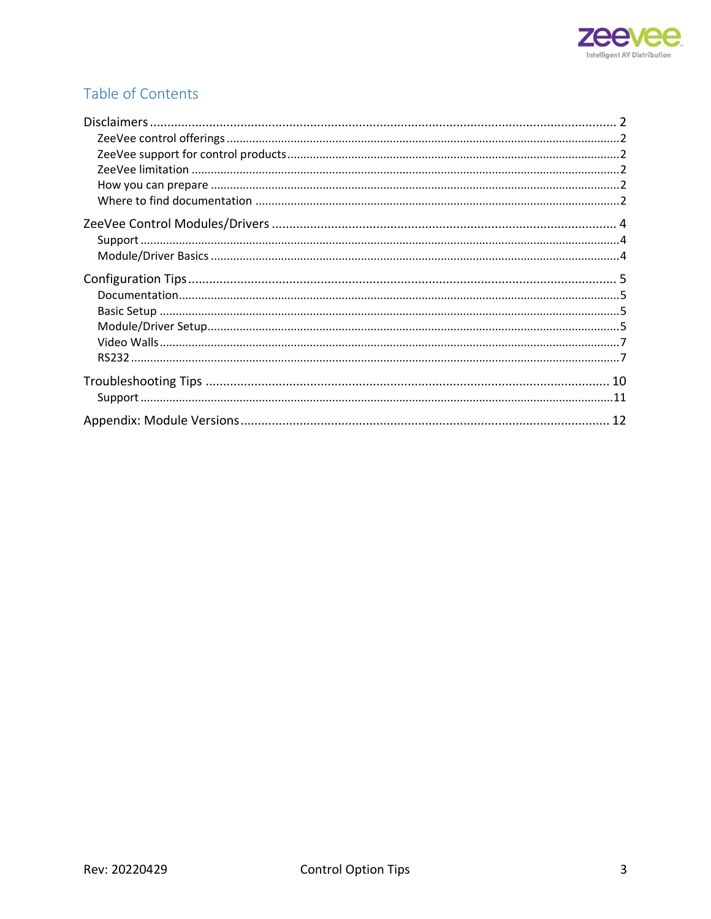## Table of Contents

- Disclaimers ........ 2
  - ZeeVee control offerings ........ 2
  - ZeeVee support for control products ........ 2
  - ZeeVee limitation ........ 2
  - How you can prepare ........ 2
  - Where to find documentation ........ 2
- ZeeVee Control Modules/Drivers ........ 4
  - Support ........ 4
  - Module/Driver Basics ........ 4
- Configuration Tips ........ 5
  - Documentation ........ 5
  - Basic Setup ........ 5
  - Module/Driver Setup ........ 5
  - Video Walls ........ 7
  - RS232 ........ 7
- Troubleshooting Tips ........ 10
  - Support ........ 11
- Appendix: Module Versions ........ 12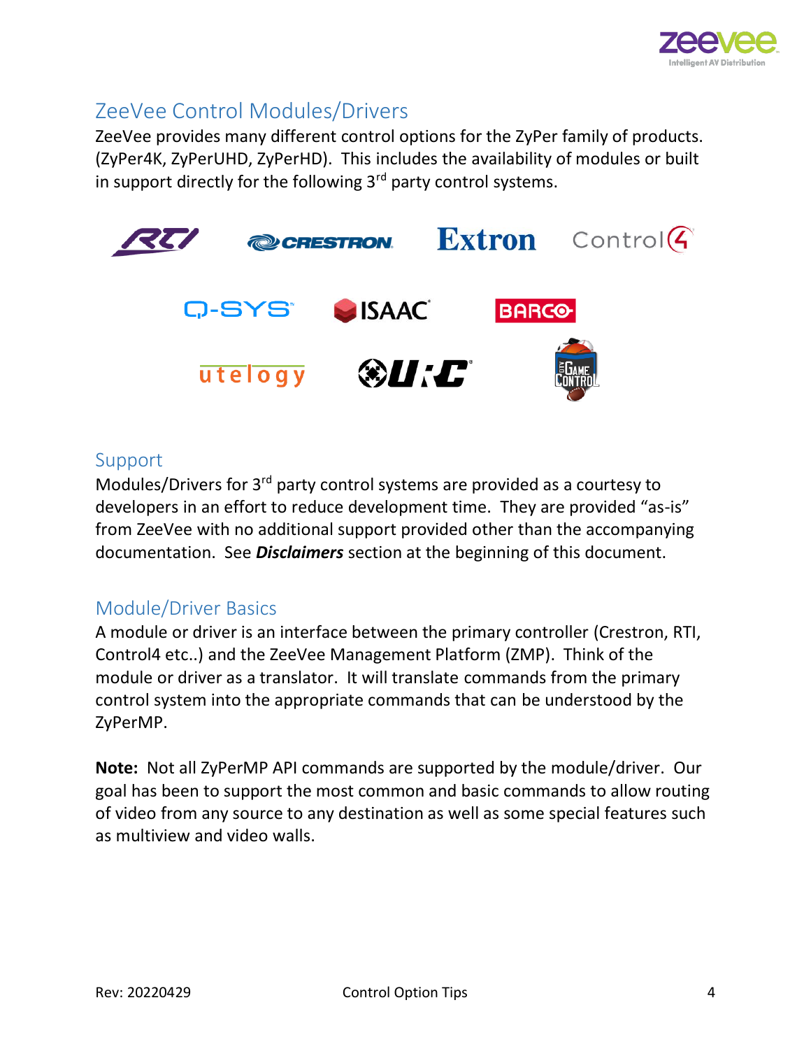## ZeeVee Control Modules/Drivers

ZeeVee provides many different control options for the ZyPer family of products. (ZyPer4K, ZyPerUHD, ZyPerHD). This includes the availability of modules or built in support directly for the following 3rd party control systems.

## Support

Modules/Drivers for 3rd party control systems are provided as a courtesy to developers in an effort to reduce development time. They are provided "as-is" from ZeeVee with no additional support provided other than the accompanying documentation. See ***Disclaimers*** section at the beginning of this document.

## Module/Driver Basics

A module or driver is an interface between the primary controller (Crestron, RTI, Control4 etc..) and the ZeeVee Management Platform (ZMP). Think of the module or driver as a translator. It will translate commands from the primary control system into the appropriate commands that can be understood by the ZyPerMP.

**Note:** Not all ZyPerMP API commands are supported by the module/driver. Our goal has been to support the most common and basic commands to allow routing of video from any source to any destination as well as some special features such as multiview and video walls.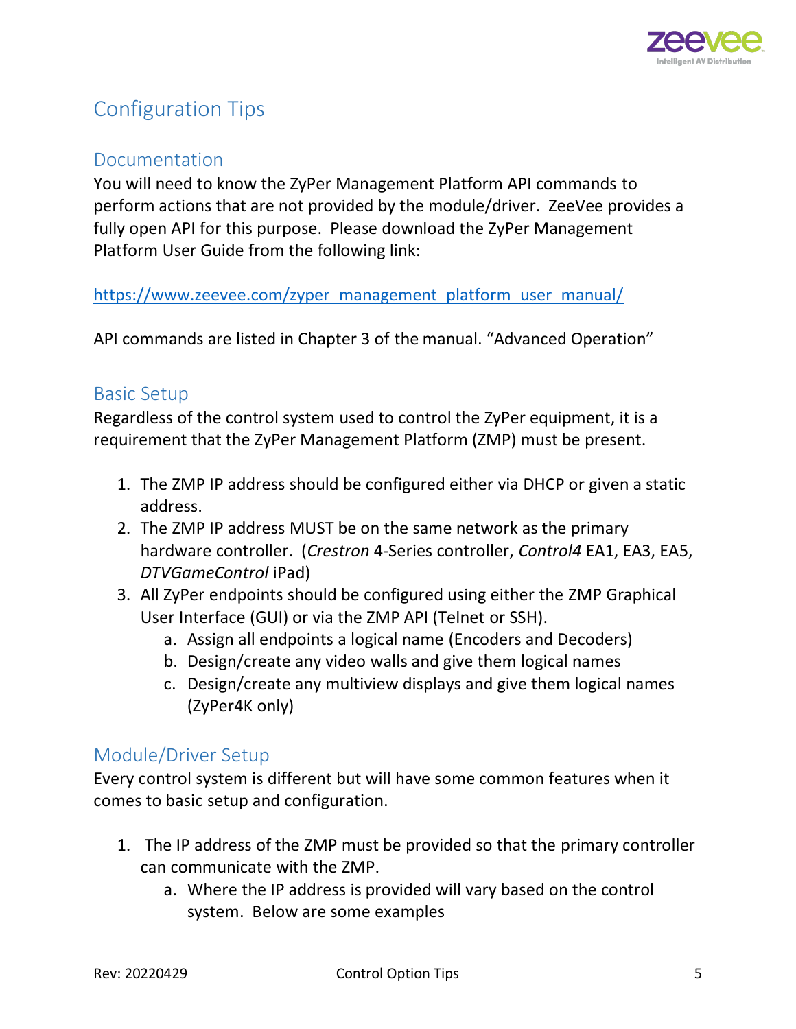# Configuration Tips

## Documentation

You will need to know the ZyPer Management Platform API commands to perform actions that are not provided by the module/driver. ZeeVee provides a fully open API for this purpose. Please download the ZyPer Management Platform User Guide from the following link:

https://www.zeevee.com/zyper_management_platform_user_manual/

API commands are listed in Chapter 3 of the manual. "Advanced Operation"

## Basic Setup

Regardless of the control system used to control the ZyPer equipment, it is a requirement that the ZyPer Management Platform (ZMP) must be present.

1. The ZMP IP address should be configured either via DHCP or given a static address.
2. The ZMP IP address MUST be on the same network as the primary hardware controller. (*Crestron* 4-Series controller, *Control4* EA1, EA3, EA5, *DTVGameControl* iPad)
3. All ZyPer endpoints should be configured using either the ZMP Graphical User Interface (GUI) or via the ZMP API (Telnet or SSH).
    a. Assign all endpoints a logical name (Encoders and Decoders)
    b. Design/create any video walls and give them logical names
    c. Design/create any multiview displays and give them logical names (ZyPer4K only)

## Module/Driver Setup

Every control system is different but will have some common features when it comes to basic setup and configuration.

1. The IP address of the ZMP must be provided so that the primary controller can communicate with the ZMP.
    a. Where the IP address is provided will vary based on the control system. Below are some examples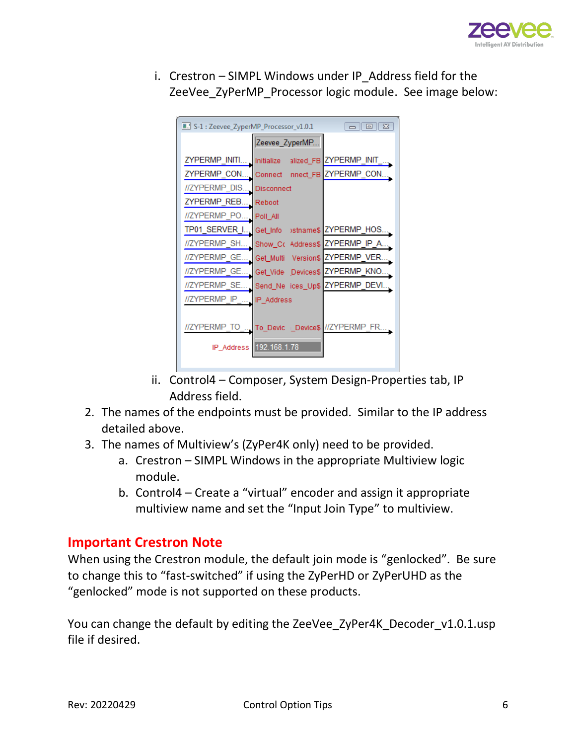i. Crestron – SIMPL Windows under IP_Address field for the ZeeVee_ZyPerMP_Processor logic module. See image below:

ii. Control4 – Composer, System Design-Properties tab, IP Address field.

2. The names of the endpoints must be provided. Similar to the IP address detailed above.
3. The names of Multiview's (ZyPer4K only) need to be provided.
   a. Crestron – SIMPL Windows in the appropriate Multiview logic module.
   b. Control4 – Create a "virtual" encoder and assign it appropriate multiview name and set the "Input Join Type" to multiview.

## Important Crestron Note

When using the Crestron module, the default join mode is "genlocked". Be sure to change this to "fast-switched" if using the ZyPerHD or ZyPerUHD as the "genlocked" mode is not supported on these products.

You can change the default by editing the ZeeVee_ZyPer4K_Decoder_v1.0.1.usp file if desired.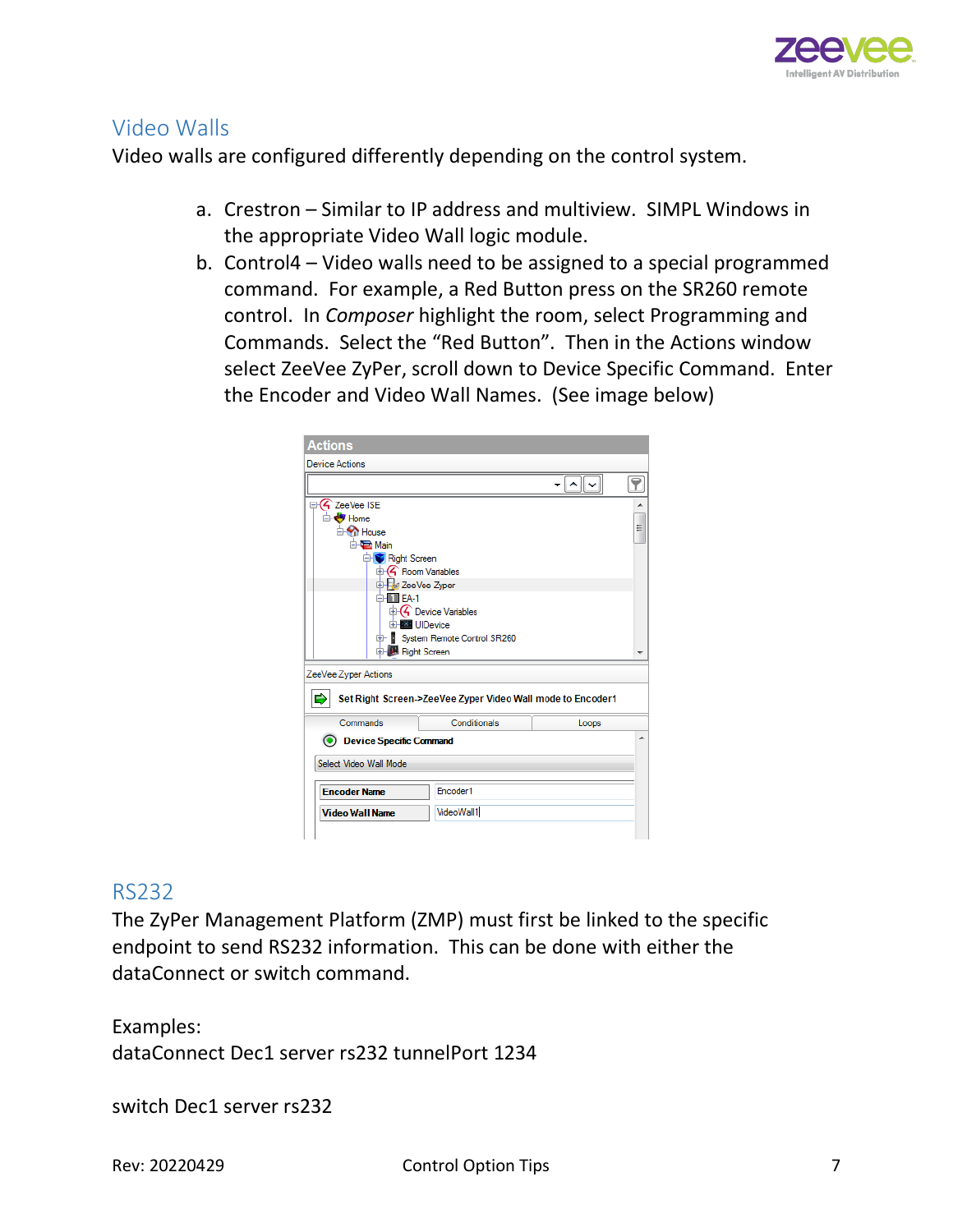## Video Walls

Video walls are configured differently depending on the control system.

a. Crestron – Similar to IP address and multiview. SIMPL Windows in the appropriate Video Wall logic module.
b. Control4 – Video walls need to be assigned to a special programmed command. For example, a Red Button press on the SR260 remote control. In *Composer* highlight the room, select Programming and Commands. Select the "Red Button". Then in the Actions window select ZeeVee ZyPer, scroll down to Device Specific Command. Enter the Encoder and Video Wall Names. (See image below)

## RS232

The ZyPer Management Platform (ZMP) must first be linked to the specific endpoint to send RS232 information. This can be done with either the dataConnect or switch command.

Examples:

```
dataConnect Dec1 server rs232 tunnelPort 1234
```

```
switch Dec1 server rs232
```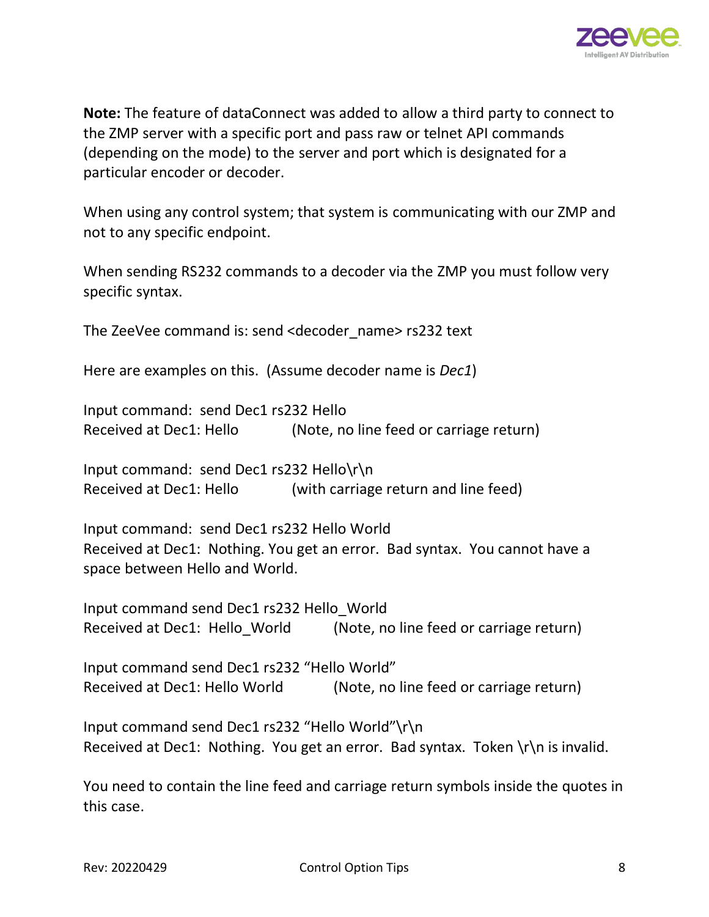**Note:** The feature of dataConnect was added to allow a third party to connect to the ZMP server with a specific port and pass raw or telnet API commands (depending on the mode) to the server and port which is designated for a particular encoder or decoder.

When using any control system; that system is communicating with our ZMP and not to any specific endpoint.

When sending RS232 commands to a decoder via the ZMP you must follow very specific syntax.

The ZeeVee command is: send <decoder_name> rs232 text

Here are examples on this. (Assume decoder name is *Dec1*)

Input command: send Dec1 rs232 Hello
Received at Dec1: Hello (Note, no line feed or carriage return)

Input command: send Dec1 rs232 Hello\r\n
Received at Dec1: Hello (with carriage return and line feed)

Input command: send Dec1 rs232 Hello World
Received at Dec1: Nothing. You get an error. Bad syntax. You cannot have a space between Hello and World.

Input command send Dec1 rs232 Hello_World
Received at Dec1: Hello_World (Note, no line feed or carriage return)

Input command send Dec1 rs232 “Hello World”
Received at Dec1: Hello World (Note, no line feed or carriage return)

Input command send Dec1 rs232 “Hello World”\r\n
Received at Dec1: Nothing. You get an error. Bad syntax. Token \r\n is invalid.

You need to contain the line feed and carriage return symbols inside the quotes in this case.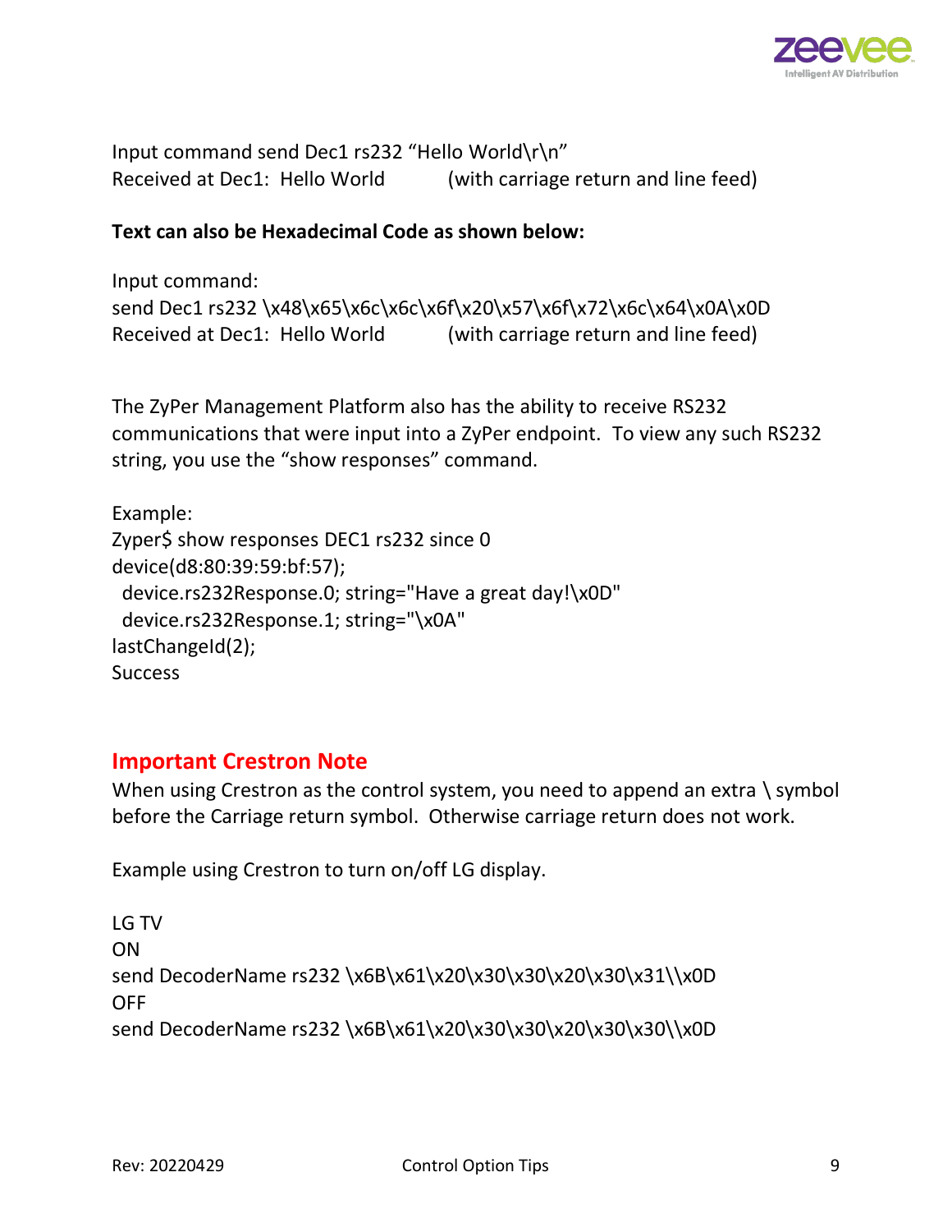Input command send Dec1 rs232 “Hello World\r\n”
Received at Dec1:  Hello World          (with carriage return and line feed)

**Text can also be Hexadecimal Code as shown below:**

Input command:
send Dec1 rs232 \x48\x65\x6c\x6c\x6f\x20\x57\x6f\x72\x6c\x64\x0A\x0D
Received at Dec1:  Hello World          (with carriage return and line feed)

The ZyPer Management Platform also has the ability to receive RS232 communications that were input into a ZyPer endpoint.  To view any such RS232 string, you use the “show responses” command.

Example:

```
Zyper$ show responses DEC1 rs232 since 0
device(d8:80:39:59:bf:57);
  device.rs232Response.0; string="Have a great day!\x0D"
  device.rs232Response.1; string="\x0A"
lastChangeId(2);
Success
```

## Important Crestron Note

When using Crestron as the control system, you need to append an extra \ symbol before the Carriage return symbol.  Otherwise carriage return does not work.

Example using Crestron to turn on/off LG display.

LG TV

ON

send DecoderName rs232 \x6B\x61\x20\x30\x30\x20\x30\x31\\x0D

OFF

send DecoderName rs232 \x6B\x61\x20\x30\x30\x20\x30\x30\\x0D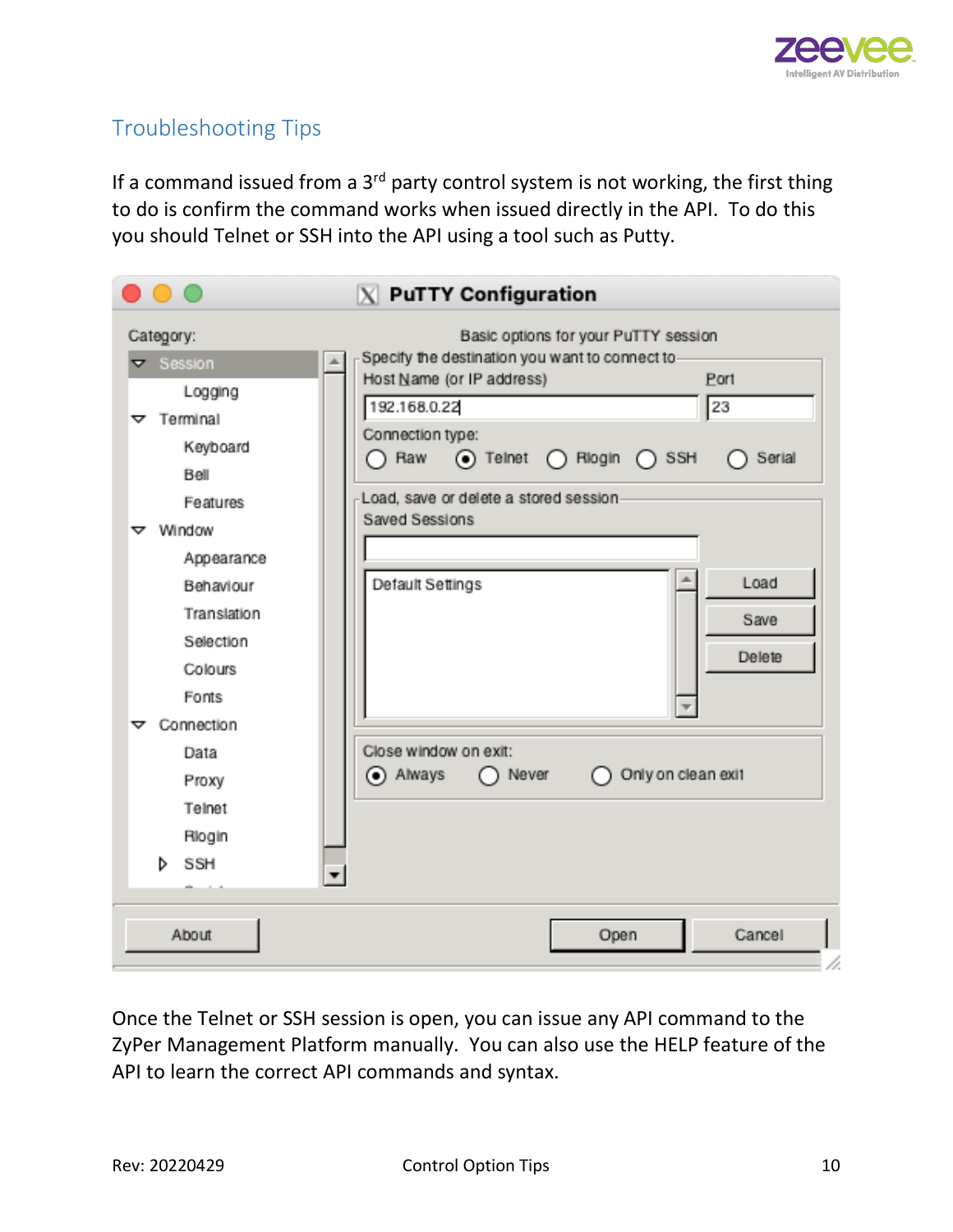## Troubleshooting Tips

If a command issued from a 3rd party control system is not working, the first thing to do is confirm the command works when issued directly in the API. To do this you should Telnet or SSH into the API using a tool such as Putty.

Once the Telnet or SSH session is open, you can issue any API command to the ZyPer Management Platform manually. You can also use the HELP feature of the API to learn the correct API commands and syntax.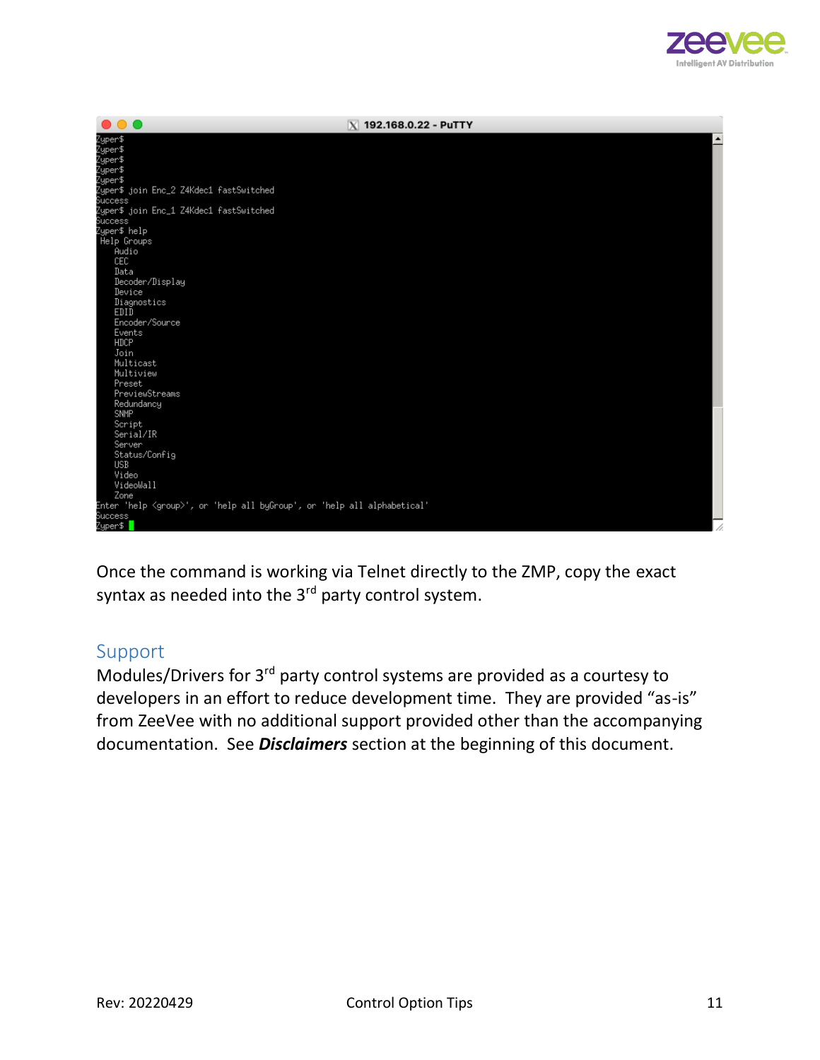```
Zyper$
Zyper$
Zyper$
Zyper$
Zyper$
Zyper$ join Enc_2 Z4Kdec1 fastSwitched
Success
Zyper$ join Enc_1 Z4Kdec1 fastSwitched
Success
Zyper$ help
 Help Groups
    Audio
    CEC
    Data
    Decoder/Display
    Device
    Diagnostics
    EDID
    Encoder/Source
    Events
    HDCP
    Join
    Multicast
    Multiview
    Preset
    PreviewStreams
    Redundancy
    SNMP
    Script
    Serial/IR
    Server
    Status/Config
    USB
    Video
    VideoWall
    Zone
Enter 'help <group>', or 'help all byGroup', or 'help all alphabetical'
Success
Zyper$
```

Once the command is working via Telnet directly to the ZMP, copy the exact syntax as needed into the 3rd party control system.

## Support

Modules/Drivers for 3rd party control systems are provided as a courtesy to developers in an effort to reduce development time. They are provided "as-is" from ZeeVee with no additional support provided other than the accompanying documentation. See ***Disclaimers*** section at the beginning of this document.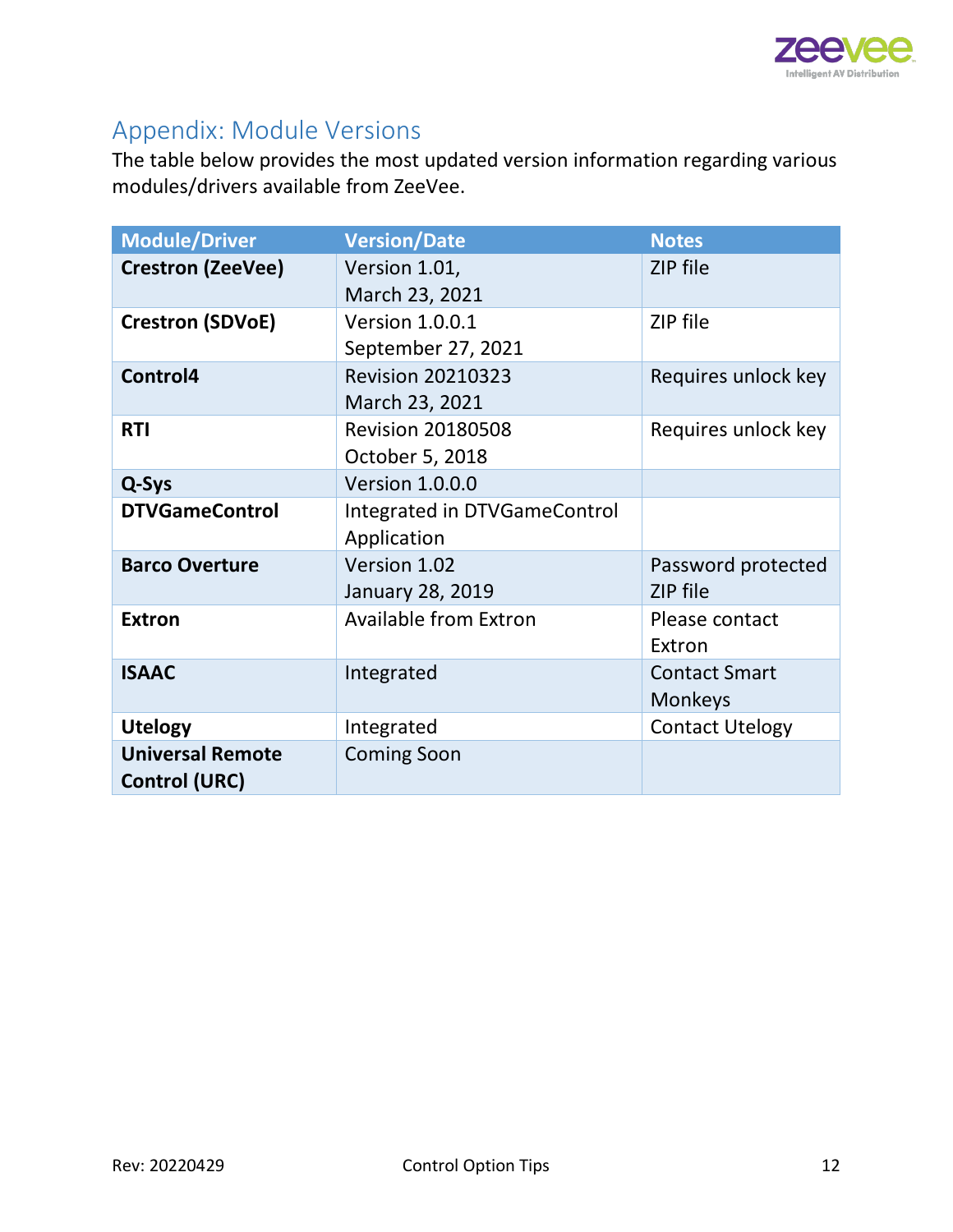## Appendix: Module Versions

The table below provides the most updated version information regarding various modules/drivers available from ZeeVee.

| Module/Driver | Version/Date | Notes |
|---|---|---|
| **Crestron (ZeeVee)** | Version 1.01, March 23, 2021 | ZIP file |
| **Crestron (SDVoE)** | Version 1.0.0.1 September 27, 2021 | ZIP file |
| **Control4** | Revision 20210323 March 23, 2021 | Requires unlock key |
| **RTI** | Revision 20180508 October 5, 2018 | Requires unlock key |
| **Q-Sys** | Version 1.0.0.0 | |
| **DTVGameControl** | Integrated in DTVGameControl Application | |
| **Barco Overture** | Version 1.02 January 28, 2019 | Password protected ZIP file |
| **Extron** | Available from Extron | Please contact Extron |
| **ISAAC** | Integrated | Contact Smart Monkeys |
| **Utelogy** | Integrated | Contact Utelogy |
| **Universal Remote Control (URC)** | Coming Soon | |